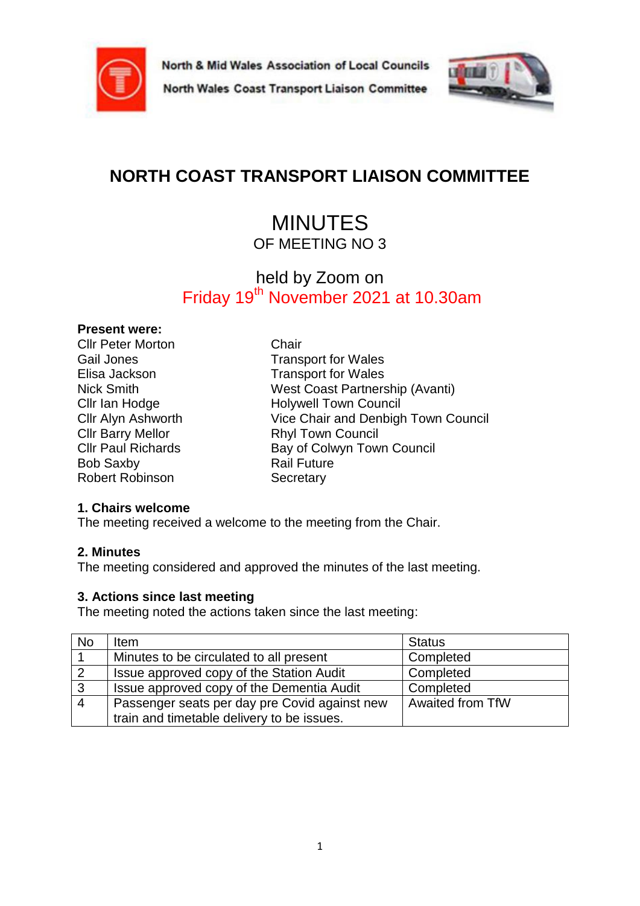North & Mid Wales Association of Local Councils

North Wales Coast Transport Liaison Committee

# NORTH COAST TRANSPORT LIAISON COMMITTEE

## MINUTES

OF MEETING NO 3

held by Zoom on

Friday 19th November 2021 at 10.30am

**Present were:**

| | |
|---|---|
| Cllr Peter Morton | Chair |
| Gail Jones | Transport for Wales |
| Elisa Jackson | Transport for Wales |
| Nick Smith | West Coast Partnership (Avanti) |
| Cllr Ian Hodge | Holywell Town Council |
| Cllr Alyn Ashworth | Vice Chair and Denbigh Town Council |
| Cllr Barry Mellor | Rhyl Town Council |
| Cllr Paul Richards | Bay of Colwyn Town Council |
| Bob Saxby | Rail Future |
| Robert Robinson | Secretary |

**1. Chairs welcome**

The meeting received a welcome to the meeting from the Chair.

**2. Minutes**

The meeting considered and approved the minutes of the last meeting.

**3. Actions since last meeting**

The meeting noted the actions taken since the last meeting:

| No | Item | Status |
|---|---|---|
| 1 | Minutes to be circulated to all present | Completed |
| 2 | Issue approved copy of the Station Audit | Completed |
| 3 | Issue approved copy of the Dementia Audit | Completed |
| 4 | Passenger seats per day pre Covid against new train and timetable delivery to be issues. | Awaited from TfW |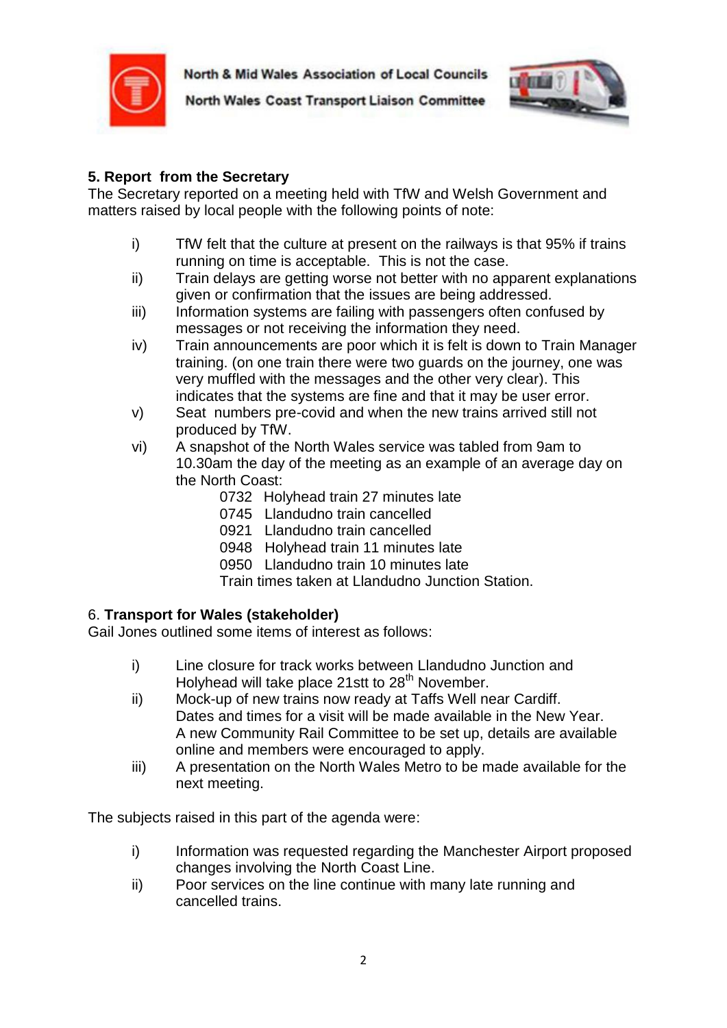## 5. Report from the Secretary

The Secretary reported on a meeting held with TfW and Welsh Government and matters raised by local people with the following points of note:

i) TfW felt that the culture at present on the railways is that 95% if trains running on time is acceptable. This is not the case.

ii) Train delays are getting worse not better with no apparent explanations given or confirmation that the issues are being addressed.

iii) Information systems are failing with passengers often confused by messages or not receiving the information they need.

iv) Train announcements are poor which it is felt is down to Train Manager training. (on one train there were two guards on the journey, one was very muffled with the messages and the other very clear). This indicates that the systems are fine and that it may be user error.

v) Seat numbers pre-covid and when the new trains arrived still not produced by TfW.

vi) A snapshot of the North Wales service was tabled from 9am to 10.30am the day of the meeting as an example of an average day on the North Coast:

   0732 Holyhead train 27 minutes late
   0745 Llandudno train cancelled
   0921 Llandudno train cancelled
   0948 Holyhead train 11 minutes late
   0950 Llandudno train 10 minutes late
   Train times taken at Llandudno Junction Station.

## 6. Transport for Wales (stakeholder)

Gail Jones outlined some items of interest as follows:

i) Line closure for track works between Llandudno Junction and Holyhead will take place 21stt to 28th November.

ii) Mock-up of new trains now ready at Taffs Well near Cardiff. Dates and times for a visit will be made available in the New Year. A new Community Rail Committee to be set up, details are available online and members were encouraged to apply.

iii) A presentation on the North Wales Metro to be made available for the next meeting.

The subjects raised in this part of the agenda were:

i) Information was requested regarding the Manchester Airport proposed changes involving the North Coast Line.

ii) Poor services on the line continue with many late running and cancelled trains.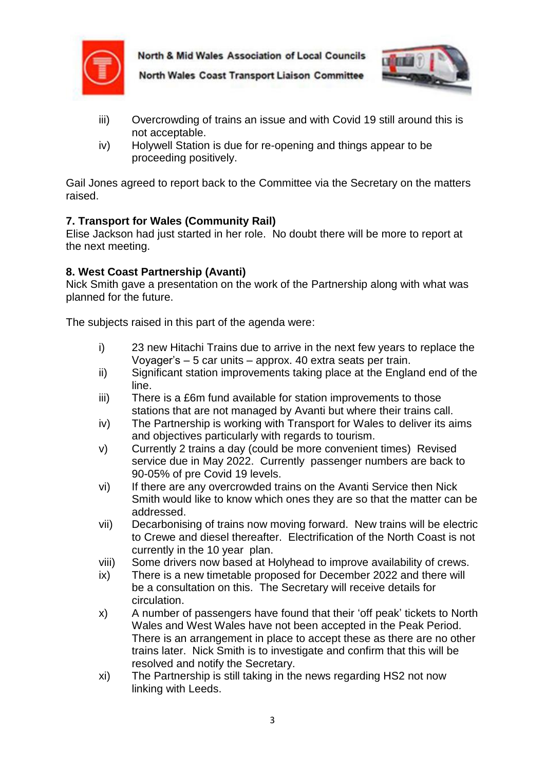iii) Overcrowding of trains an issue and with Covid 19 still around this is not acceptable.

iv) Holywell Station is due for re-opening and things appear to be proceeding positively.

Gail Jones agreed to report back to the Committee via the Secretary on the matters raised.

**7. Transport for Wales (Community Rail)**

Elise Jackson had just started in her role. No doubt there will be more to report at the next meeting.

**8. West Coast Partnership (Avanti)**

Nick Smith gave a presentation on the work of the Partnership along with what was planned for the future.

The subjects raised in this part of the agenda were:

i) 23 new Hitachi Trains due to arrive in the next few years to replace the Voyager's – 5 car units – approx. 40 extra seats per train.

ii) Significant station improvements taking place at the England end of the line.

iii) There is a £6m fund available for station improvements to those stations that are not managed by Avanti but where their trains call.

iv) The Partnership is working with Transport for Wales to deliver its aims and objectives particularly with regards to tourism.

v) Currently 2 trains a day (could be more convenient times) Revised service due in May 2022. Currently passenger numbers are back to 90-05% of pre Covid 19 levels.

vi) If there are any overcrowded trains on the Avanti Service then Nick Smith would like to know which ones they are so that the matter can be addressed.

vii) Decarbonising of trains now moving forward. New trains will be electric to Crewe and diesel thereafter. Electrification of the North Coast is not currently in the 10 year plan.

viii) Some drivers now based at Holyhead to improve availability of crews.

ix) There is a new timetable proposed for December 2022 and there will be a consultation on this. The Secretary will receive details for circulation.

x) A number of passengers have found that their 'off peak' tickets to North Wales and West Wales have not been accepted in the Peak Period. There is an arrangement in place to accept these as there are no other trains later. Nick Smith is to investigate and confirm that this will be resolved and notify the Secretary.

xi) The Partnership is still taking in the news regarding HS2 not now linking with Leeds.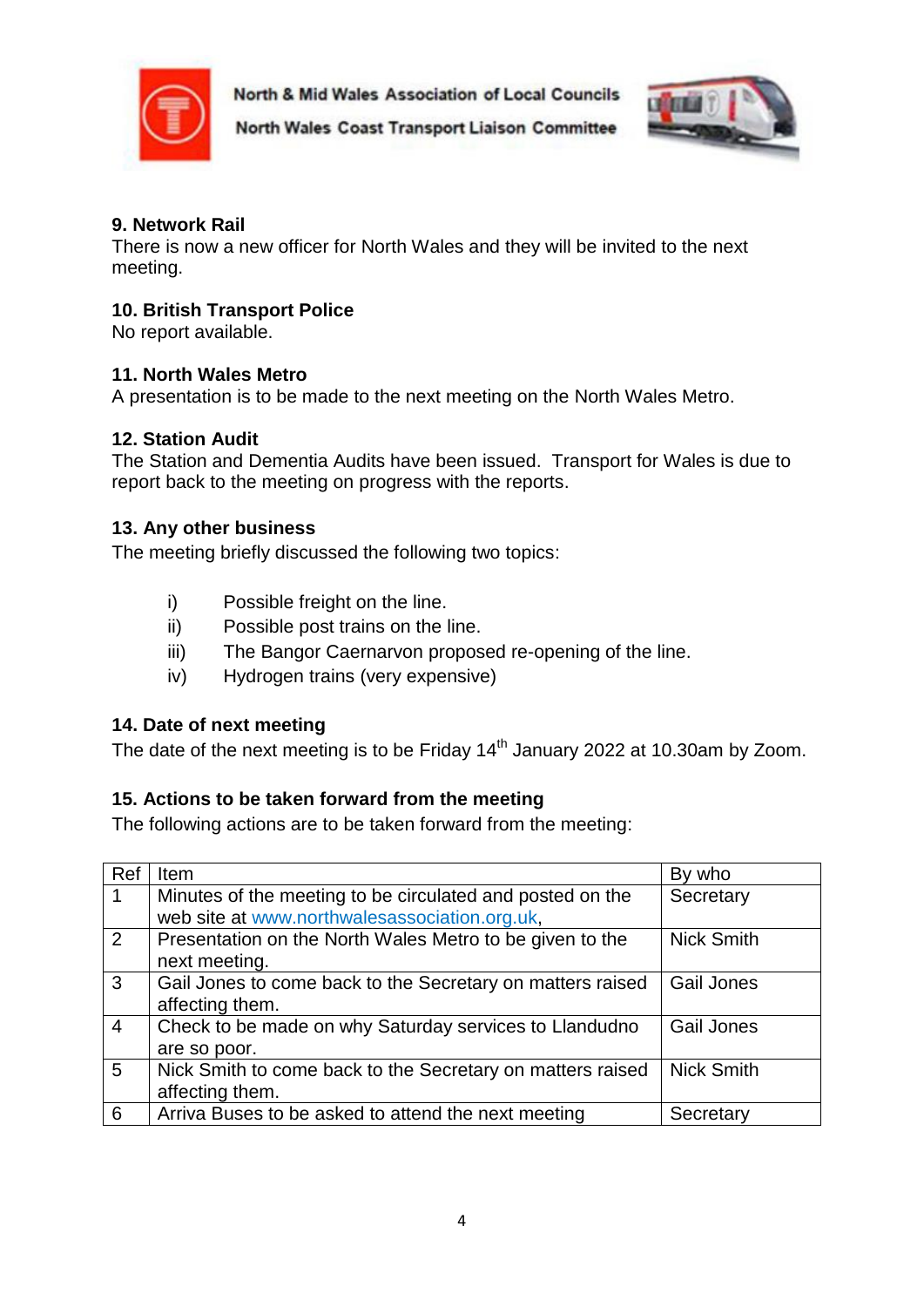### 9. Network Rail

There is now a new officer for North Wales and they will be invited to the next meeting.

### 10. British Transport Police

No report available.

### 11. North Wales Metro

A presentation is to be made to the next meeting on the North Wales Metro.

### 12. Station Audit

The Station and Dementia Audits have been issued. Transport for Wales is due to report back to the meeting on progress with the reports.

### 13. Any other business

The meeting briefly discussed the following two topics:

i) Possible freight on the line.
ii) Possible post trains on the line.
iii) The Bangor Caernarvon proposed re-opening of the line.
iv) Hydrogen trains (very expensive)

### 14. Date of next meeting

The date of the next meeting is to be Friday 14th January 2022 at 10.30am by Zoom.

### 15. Actions to be taken forward from the meeting

The following actions are to be taken forward from the meeting:

| Ref | Item | By who |
|---|---|---|
| 1 | Minutes of the meeting to be circulated and posted on the web site at www.northwalesassociation.org.uk, | Secretary |
| 2 | Presentation on the North Wales Metro to be given to the next meeting. | Nick Smith |
| 3 | Gail Jones to come back to the Secretary on matters raised affecting them. | Gail Jones |
| 4 | Check to be made on why Saturday services to Llandudno are so poor. | Gail Jones |
| 5 | Nick Smith to come back to the Secretary on matters raised affecting them. | Nick Smith |
| 6 | Arriva Buses to be asked to attend the next meeting | Secretary |